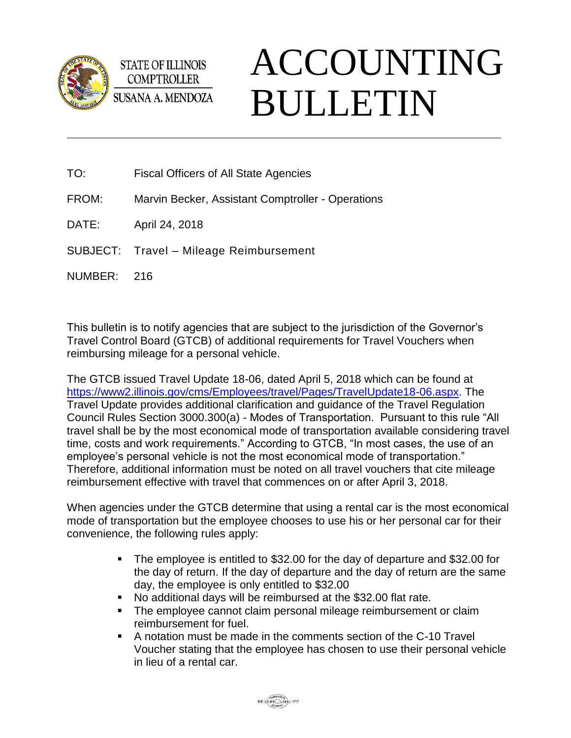STATE OF ILLINOIS
COMPTROLLER
SUSANA A. MENDOZA

# ACCOUNTING BULLETIN

---

TO: Fiscal Officers of All State Agencies

FROM: Marvin Becker, Assistant Comptroller - Operations

DATE: April 24, 2018

SUBJECT: Travel – Mileage Reimbursement

NUMBER: 216

This bulletin is to notify agencies that are subject to the jurisdiction of the Governor's Travel Control Board (GTCB) of additional requirements for Travel Vouchers when reimbursing mileage for a personal vehicle.

The GTCB issued Travel Update 18-06, dated April 5, 2018 which can be found at [https://www2.illinois.gov/cms/Employees/travel/Pages/TravelUpdate18-06.aspx](https://www2.illinois.gov/cms/Employees/travel/Pages/TravelUpdate18-06.aspx). The Travel Update provides additional clarification and guidance of the Travel Regulation Council Rules Section 3000.300(a) - Modes of Transportation. Pursuant to this rule "All travel shall be by the most economical mode of transportation available considering travel time, costs and work requirements." According to GTCB, "In most cases, the use of an employee's personal vehicle is not the most economical mode of transportation." Therefore, additional information must be noted on all travel vouchers that cite mileage reimbursement effective with travel that commences on or after April 3, 2018.

When agencies under the GTCB determine that using a rental car is the most economical mode of transportation but the employee chooses to use his or her personal car for their convenience, the following rules apply:

- The employee is entitled to $32.00 for the day of departure and $32.00 for the day of return. If the day of departure and the day of return are the same day, the employee is only entitled to $32.00
- No additional days will be reimbursed at the $32.00 flat rate.
- The employee cannot claim personal mileage reimbursement or claim reimbursement for fuel.
- A notation must be made in the comments section of the C-10 Travel Voucher stating that the employee has chosen to use their personal vehicle in lieu of a rental car.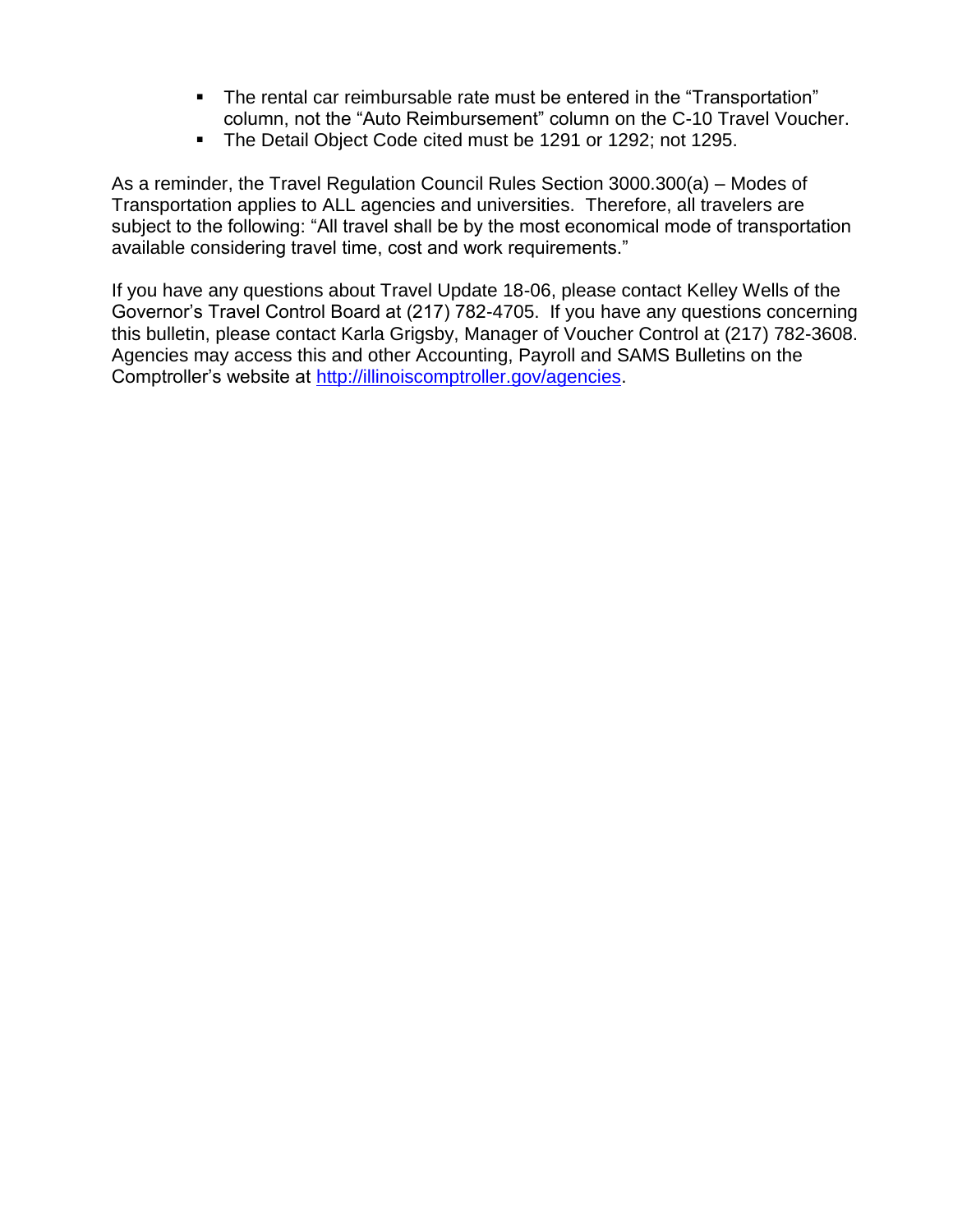- The rental car reimbursable rate must be entered in the “Transportation” column, not the “Auto Reimbursement” column on the C-10 Travel Voucher.
- The Detail Object Code cited must be 1291 or 1292; not 1295.

As a reminder, the Travel Regulation Council Rules Section 3000.300(a) – Modes of Transportation applies to ALL agencies and universities. Therefore, all travelers are subject to the following: “All travel shall be by the most economical mode of transportation available considering travel time, cost and work requirements.”

If you have any questions about Travel Update 18-06, please contact Kelley Wells of the Governor’s Travel Control Board at (217) 782-4705. If you have any questions concerning this bulletin, please contact Karla Grigsby, Manager of Voucher Control at (217) 782-3608. Agencies may access this and other Accounting, Payroll and SAMS Bulletins on the Comptroller’s website at [http://illinoiscomptroller.gov/agencies](http://illinoiscomptroller.gov/agencies).